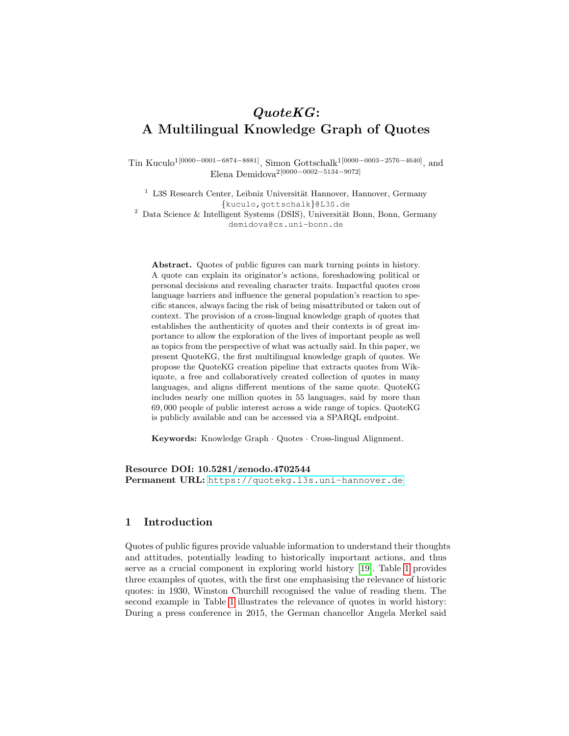# *QuoteKG*: A Multilingual Knowledge Graph of Quotes

Tin Kuculo[1] [0000−0001−6874−8881], Simon Gottschalk[1] [0000−0003−2576−4640], and Elena Demidova[2] [0000−0002−5134−9072]

[1] L3S Research Center, Leibniz Universität Hannover, Hannover, Germany
{kuculo,gottschalk}@L3S.de

[2] Data Science & Intelligent Systems (DSIS), Universität Bonn, Bonn, Germany
demidova@cs.uni-bonn.de

**Abstract.** Quotes of public figures can mark turning points in history. A quote can explain its originator's actions, foreshadowing political or personal decisions and revealing character traits. Impactful quotes cross language barriers and influence the general population's reaction to specific stances, always facing the risk of being misattributed or taken out of context. The provision of a cross-lingual knowledge graph of quotes that establishes the authenticity of quotes and their contexts is of great importance to allow the exploration of the lives of important people as well as topics from the perspective of what was actually said. In this paper, we present QuoteKG, the first multilingual knowledge graph of quotes. We propose the QuoteKG creation pipeline that extracts quotes from Wikiquote, a free and collaboratively created collection of quotes in many languages, and aligns different mentions of the same quote. QuoteKG includes nearly one million quotes in 55 languages, said by more than 69,000 people of public interest across a wide range of topics. QuoteKG is publicly available and can be accessed via a SPARQL endpoint.

**Keywords:** Knowledge Graph · Quotes · Cross-lingual Alignment.

**Resource DOI: 10.5281/zenodo.4702544**
**Permanent URL:** https://quotekg.l3s.uni-hannover.de

## 1 Introduction

Quotes of public figures provide valuable information to understand their thoughts and attitudes, potentially leading to historically important actions, and thus serve as a crucial component in exploring world history [19]. Table 1 provides three examples of quotes, with the first one emphasising the relevance of historic quotes: in 1930, Winston Churchill recognised the value of reading them. The second example in Table 1 illustrates the relevance of quotes in world history: During a press conference in 2015, the German chancellor Angela Merkel said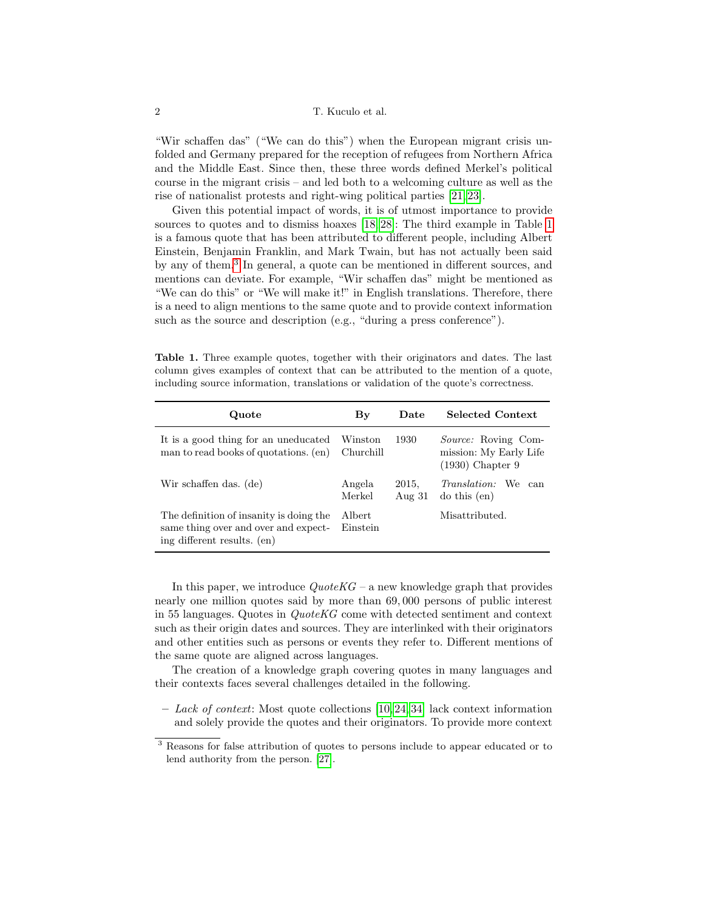"Wir schaffen das" ("We can do this") when the European migrant crisis unfolded and Germany prepared for the reception of refugees from Northern Africa and the Middle East. Since then, these three words defined Merkel's political course in the migrant crisis – and led both to a welcoming culture as well as the rise of nationalist protests and right-wing political parties [21,23].

Given this potential impact of words, it is of utmost importance to provide sources to quotes and to dismiss hoaxes [18,28]: The third example in Table 1 is a famous quote that has been attributed to different people, including Albert Einstein, Benjamin Franklin, and Mark Twain, but has not actually been said by any of them.[3] In general, a quote can be mentioned in different sources, and mentions can deviate. For example, "Wir schaffen das" might be mentioned as "We can do this" or "We will make it!" in English translations. Therefore, there is a need to align mentions to the same quote and to provide context information such as the source and description (e.g., "during a press conference").

**Table 1.** Three example quotes, together with their originators and dates. The last column gives examples of context that can be attributed to the mention of a quote, including source information, translations or validation of the quote's correctness.

| Quote | By | Date | Selected Context |
|---|---|---|---|
| It is a good thing for an uneducated man to read books of quotations. (en) | Winston Churchill | 1930 | *Source:* Roving Commission: My Early Life (1930) Chapter 9 |
| Wir schaffen das. (de) | Angela Merkel | 2015, Aug 31 | *Translation:* We can do this (en) |
| The definition of insanity is doing the same thing over and over and expecting different results. (en) | Albert Einstein | | Misattributed. |

In this paper, we introduce *QuoteKG* – a new knowledge graph that provides nearly one million quotes said by more than 69,000 persons of public interest in 55 languages. Quotes in *QuoteKG* come with detected sentiment and context such as their origin dates and sources. They are interlinked with their originators and other entities such as persons or events they refer to. Different mentions of the same quote are aligned across languages.

The creation of a knowledge graph covering quotes in many languages and their contexts faces several challenges detailed in the following.

- *Lack of context*: Most quote collections [10,24,34] lack context information and solely provide the quotes and their originators. To provide more context

[3] Reasons for false attribution of quotes to persons include to appear educated or to lend authority from the person. [27].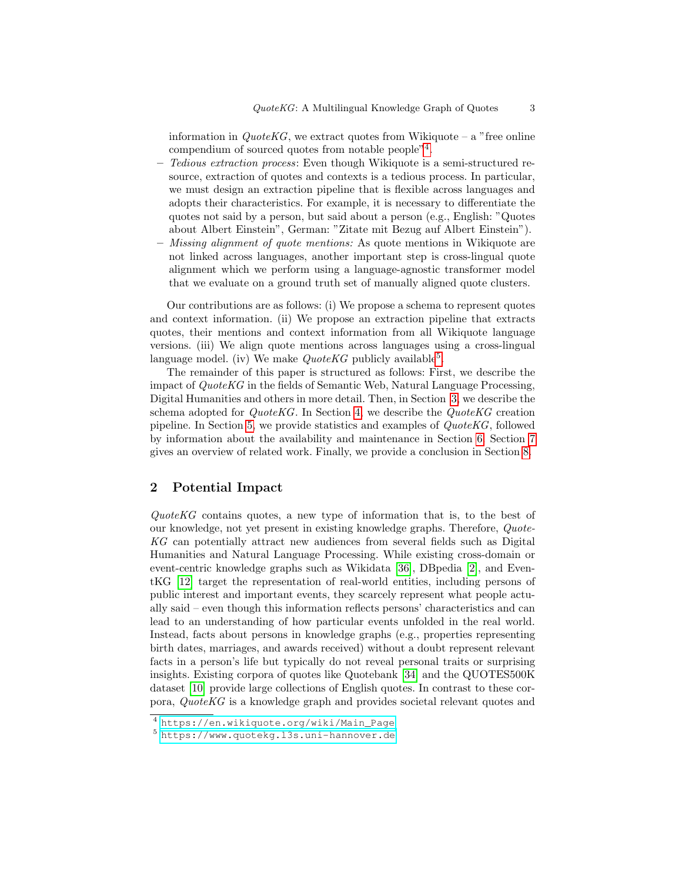information in *QuoteKG*, we extract quotes from Wikiquote – a "free online compendium of sourced quotes from notable people"[4].
- *Tedious extraction process*: Even though Wikiquote is a semi-structured resource, extraction of quotes and contexts is a tedious process. In particular, we must design an extraction pipeline that is flexible across languages and adopts their characteristics. For example, it is necessary to differentiate the quotes not said by a person, but said about a person (e.g., English: "Quotes about Albert Einstein", German: "Zitate mit Bezug auf Albert Einstein").
- *Missing alignment of quote mentions:* As quote mentions in Wikiquote are not linked across languages, another important step is cross-lingual quote alignment which we perform using a language-agnostic transformer model that we evaluate on a ground truth set of manually aligned quote clusters.

Our contributions are as follows: (i) We propose a schema to represent quotes and context information. (ii) We propose an extraction pipeline that extracts quotes, their mentions and context information from all Wikiquote language versions. (iii) We align quote mentions across languages using a cross-lingual language model. (iv) We make *QuoteKG* publicly available[5].

The remainder of this paper is structured as follows: First, we describe the impact of *QuoteKG* in the fields of Semantic Web, Natural Language Processing, Digital Humanities and others in more detail. Then, in Section 3, we describe the schema adopted for *QuoteKG*. In Section 4, we describe the *QuoteKG* creation pipeline. In Section 5, we provide statistics and examples of *QuoteKG*, followed by information about the availability and maintenance in Section 6. Section 7 gives an overview of related work. Finally, we provide a conclusion in Section 8.

## 2 Potential Impact

*QuoteKG* contains quotes, a new type of information that is, to the best of our knowledge, not yet present in existing knowledge graphs. Therefore, *QuoteKG* can potentially attract new audiences from several fields such as Digital Humanities and Natural Language Processing. While existing cross-domain or event-centric knowledge graphs such as Wikidata [36], DBpedia [2], and EventKG [12] target the representation of real-world entities, including persons of public interest and important events, they scarcely represent what people actually said – even though this information reflects persons' characteristics and can lead to an understanding of how particular events unfolded in the real world. Instead, facts about persons in knowledge graphs (e.g., properties representing birth dates, marriages, and awards received) without a doubt represent relevant facts in a person's life but typically do not reveal personal traits or surprising insights. Existing corpora of quotes like Quotebank [34] and the QUOTES500K dataset [10] provide large collections of English quotes. In contrast to these corpora, *QuoteKG* is a knowledge graph and provides societal relevant quotes and

[4] https://en.wikiquote.org/wiki/Main_Page

[5] https://www.quotekg.l3s.uni-hannover.de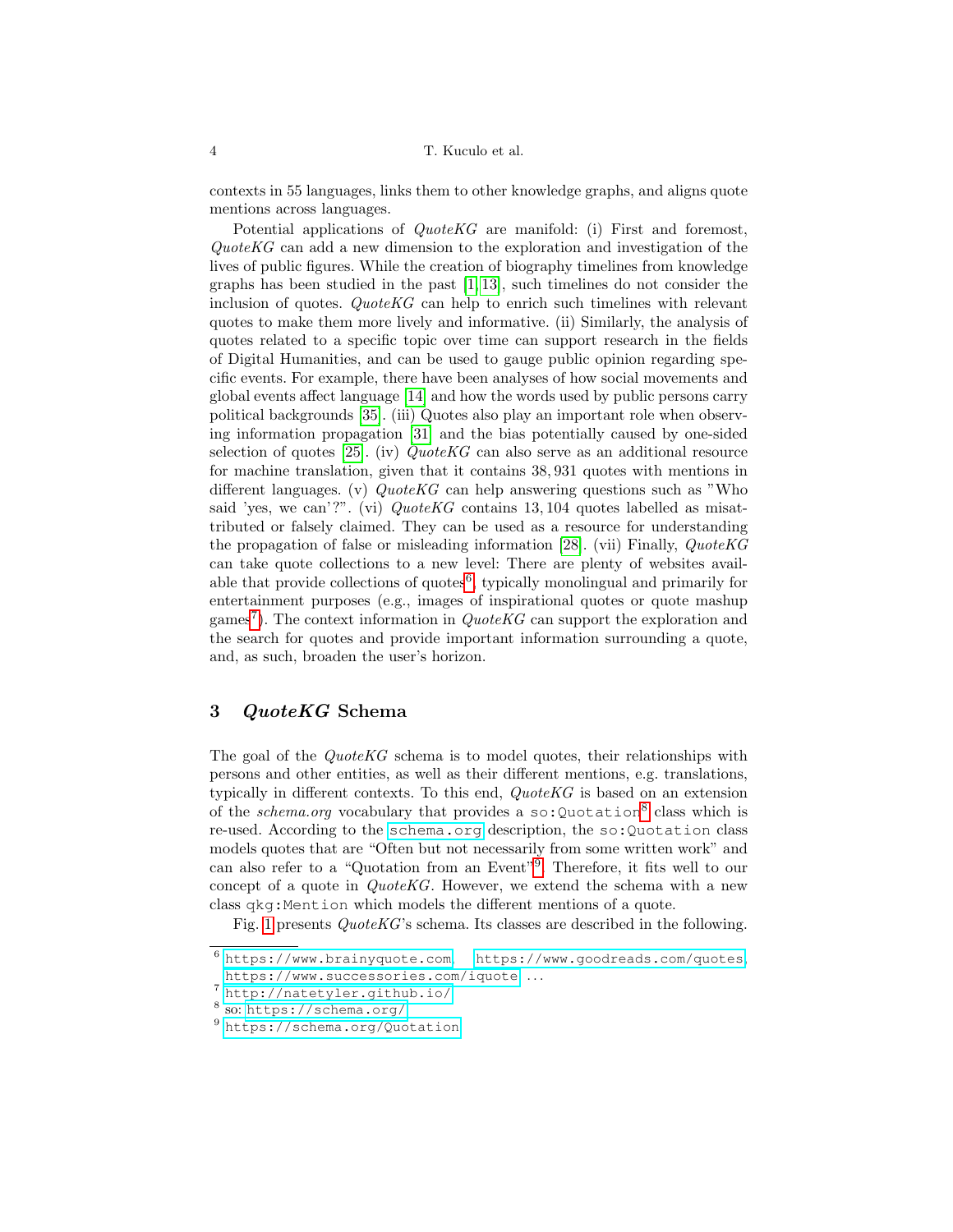contexts in 55 languages, links them to other knowledge graphs, and aligns quote mentions across languages.

Potential applications of *QuoteKG* are manifold: (i) First and foremost, *QuoteKG* can add a new dimension to the exploration and investigation of the lives of public figures. While the creation of biography timelines from knowledge graphs has been studied in the past [1,13], such timelines do not consider the inclusion of quotes. *QuoteKG* can help to enrich such timelines with relevant quotes to make them more lively and informative. (ii) Similarly, the analysis of quotes related to a specific topic over time can support research in the fields of Digital Humanities, and can be used to gauge public opinion regarding specific events. For example, there have been analyses of how social movements and global events affect language [14] and how the words used by public persons carry political backgrounds [35]. (iii) Quotes also play an important role when observing information propagation [31] and the bias potentially caused by one-sided selection of quotes [25]. (iv) *QuoteKG* can also serve as an additional resource for machine translation, given that it contains 38,931 quotes with mentions in different languages. (v) *QuoteKG* can help answering questions such as "Who said 'yes, we can'?". (vi) *QuoteKG* contains 13,104 quotes labelled as misattributed or falsely claimed. They can be used as a resource for understanding the propagation of false or misleading information [28]. (vii) Finally, *QuoteKG* can take quote collections to a new level: There are plenty of websites available that provide collections of quotes[6], typically monolingual and primarily for entertainment purposes (e.g., images of inspirational quotes or quote mashup games[7]). The context information in *QuoteKG* can support the exploration and the search for quotes and provide important information surrounding a quote, and, as such, broaden the user's horizon.

## 3 *QuoteKG* Schema

The goal of the *QuoteKG* schema is to model quotes, their relationships with persons and other entities, as well as their different mentions, e.g. translations, typically in different contexts. To this end, *QuoteKG* is based on an extension of the *schema.org* vocabulary that provides a `so:Quotation`[8] class which is re-used. According to the `schema.org` description, the `so:Quotation` class models quotes that are "Often but not necessarily from some written work" and can also refer to a "Quotation from an Event"[9]. Therefore, it fits well to our concept of a quote in *QuoteKG*. However, we extend the schema with a new class `qkg:Mention` which models the different mentions of a quote.

Fig. 1 presents *QuoteKG*'s schema. Its classes are described in the following.

---

[6] https://www.brainyquote.com, https://www.goodreads.com/quotes, https://www.successories.com/iquote ...

[7] http://natetyler.github.io/

[8] so: https://schema.org/

[9] https://schema.org/Quotation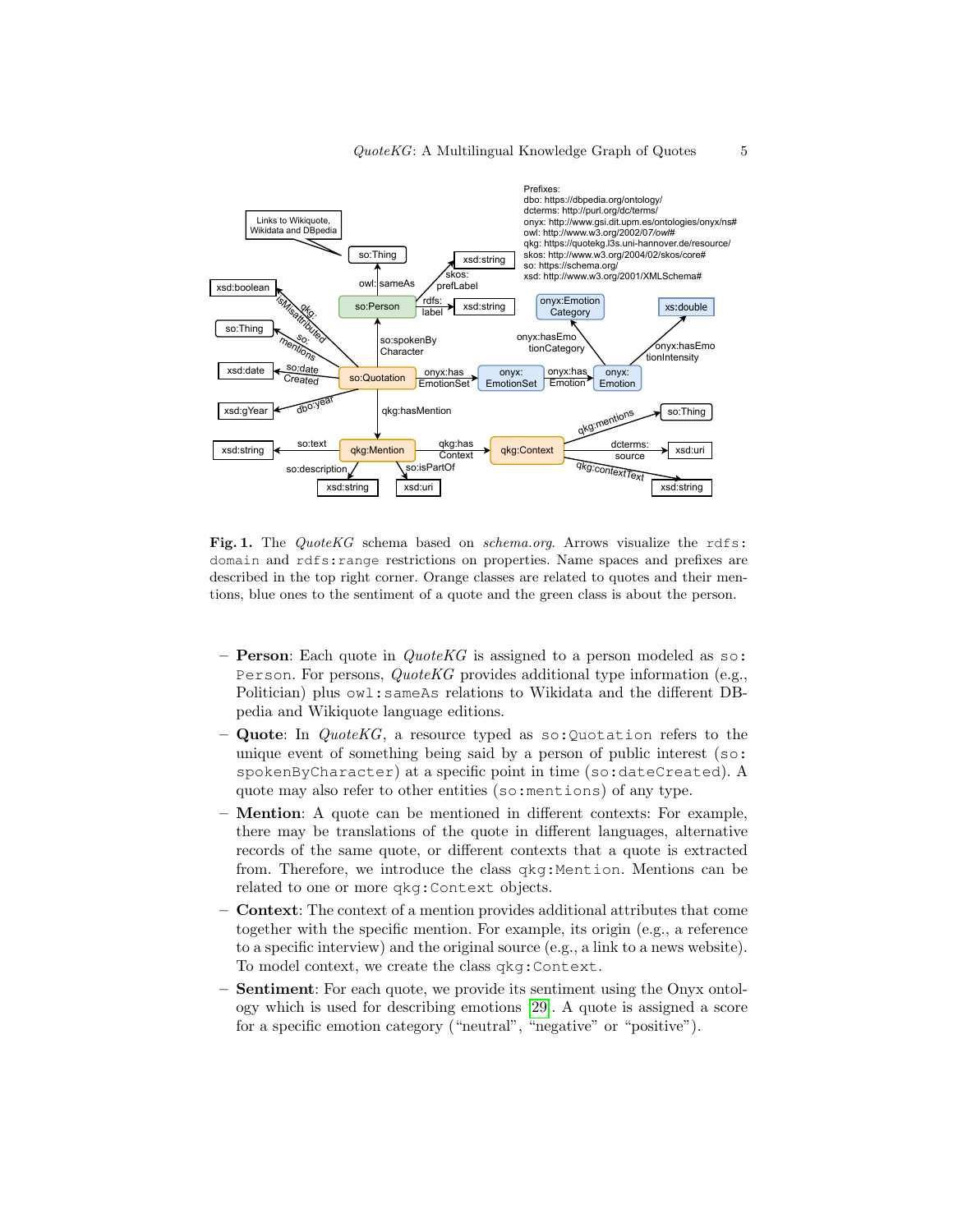**Fig. 1.** The *QuoteKG* schema based on *schema.org*. Arrows visualize the `rdfs:domain` and `rdfs:range` restrictions on properties. Name spaces and prefixes are described in the top right corner. Orange classes are related to quotes and their mentions, blue ones to the sentiment of a quote and the green class is about the person.

- **Person**: Each quote in *QuoteKG* is assigned to a person modeled as `so:Person`. For persons, *QuoteKG* provides additional type information (e.g., Politician) plus `owl:sameAs` relations to Wikidata and the different DBpedia and Wikiquote language editions.
- **Quote**: In *QuoteKG*, a resource typed as `so:Quotation` refers to the unique event of something being said by a person of public interest (`so:spokenByCharacter`) at a specific point in time (`so:dateCreated`). A quote may also refer to other entities (`so:mentions`) of any type.
- **Mention**: A quote can be mentioned in different contexts: For example, there may be translations of the quote in different languages, alternative records of the same quote, or different contexts that a quote is extracted from. Therefore, we introduce the class `qkg:Mention`. Mentions can be related to one or more `qkg:Context` objects.
- **Context**: The context of a mention provides additional attributes that come together with the specific mention. For example, its origin (e.g., a reference to a specific interview) and the original source (e.g., a link to a news website). To model context, we create the class `qkg:Context`.
- **Sentiment**: For each quote, we provide its sentiment using the Onyx ontology which is used for describing emotions [29]. A quote is assigned a score for a specific emotion category ("neutral", "negative" or "positive").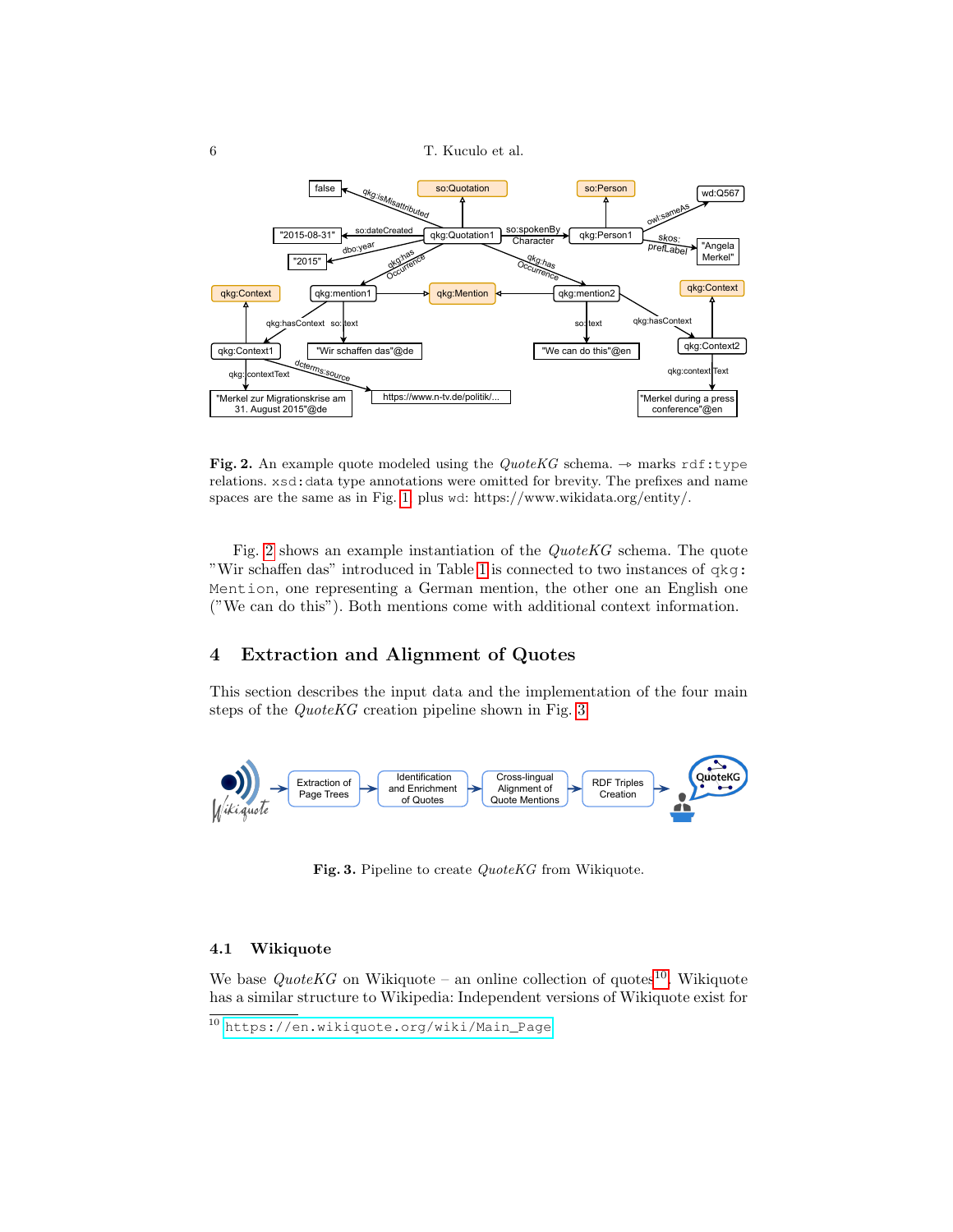**Fig. 2.** An example quote modeled using the *QuoteKG* schema. ⊸ marks `rdf:type` relations. `xsd:data` type annotations were omitted for brevity. The prefixes and name spaces are the same as in Fig. 1, plus `wd`: https://www.wikidata.org/entity/.

Fig. 2 shows an example instantiation of the *QuoteKG* schema. The quote "Wir schaffen das" introduced in Table 1 is connected to two instances of `qkg:Mention`, one representing a German mention, the other one an English one ("We can do this"). Both mentions come with additional context information.

## 4 Extraction and Alignment of Quotes

This section describes the input data and the implementation of the four main steps of the *QuoteKG* creation pipeline shown in Fig. 3.

**Fig. 3.** Pipeline to create *QuoteKG* from Wikiquote.

### 4.1 Wikiquote

We base *QuoteKG* on Wikiquote – an online collection of quotes[10]. Wikiquote has a similar structure to Wikipedia: Independent versions of Wikiquote exist for

[10] https://en.wikiquote.org/wiki/Main_Page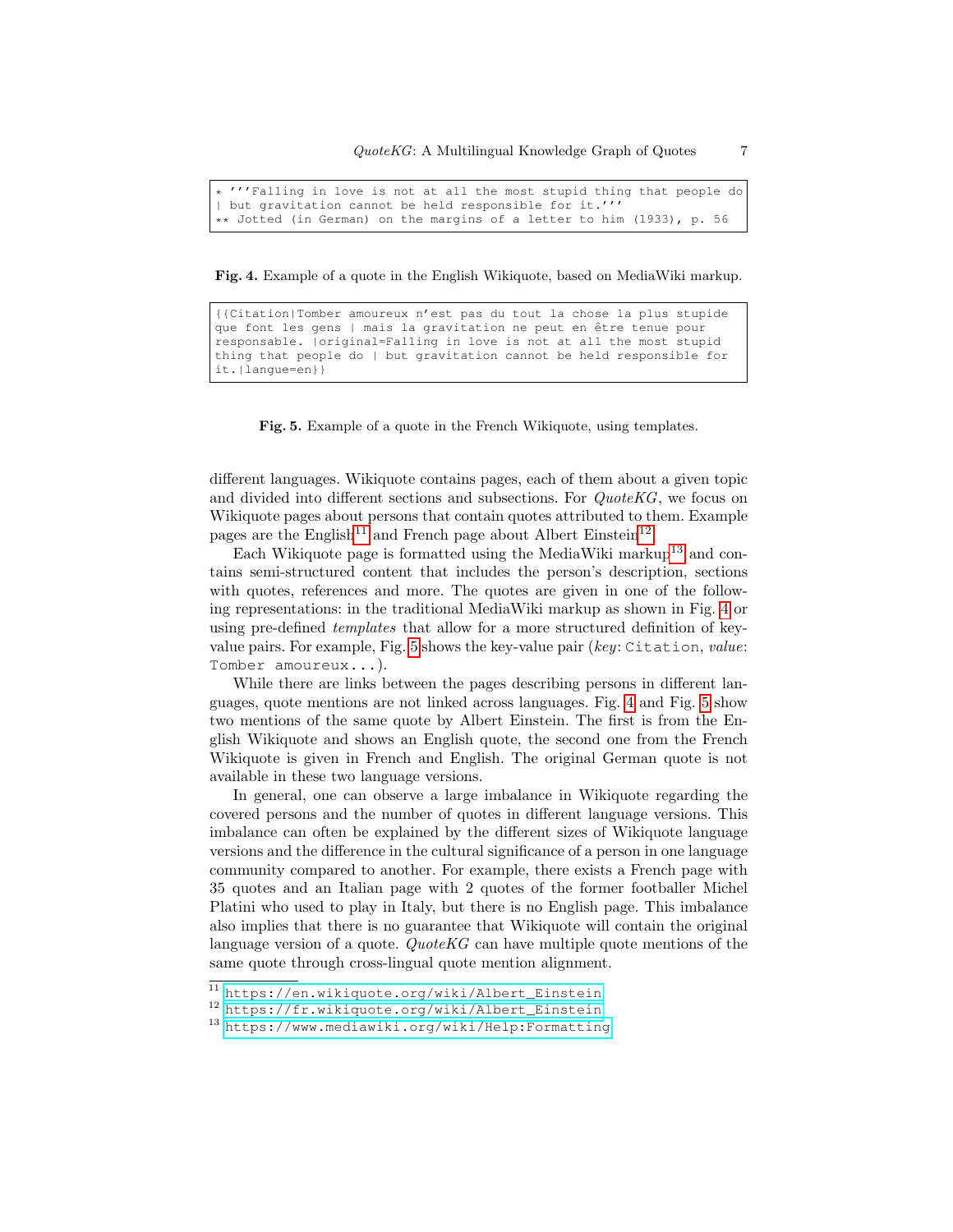```
* '''Falling in love is not at all the most stupid thing that people do
| but gravitation cannot be held responsible for it.'''
** Jotted (in German) on the margins of a letter to him (1933), p. 56
```

**Fig. 4.** Example of a quote in the English Wikiquote, based on MediaWiki markup.

```
{{Citation|Tomber amoureux n'est pas du tout la chose la plus stupide
que font les gens | mais la gravitation ne peut en être tenue pour
responsable. |original=Falling in love is not at all the most stupid
thing that people do | but gravitation cannot be held responsible for
it.|langue=en}}
```

**Fig. 5.** Example of a quote in the French Wikiquote, using templates.

different languages. Wikiquote contains pages, each of them about a given topic and divided into different sections and subsections. For *QuoteKG*, we focus on Wikiquote pages about persons that contain quotes attributed to them. Example pages are the English[11] and French page about Albert Einstein[12].

Each Wikiquote page is formatted using the MediaWiki markup[13] and contains semi-structured content that includes the person's description, sections with quotes, references and more. The quotes are given in one of the following representations: in the traditional MediaWiki markup as shown in Fig. 4 or using pre-defined *templates* that allow for a more structured definition of key-value pairs. For example, Fig. 5 shows the key-value pair (*key*: `Citation`, *value*: `Tomber amoureux...`).

While there are links between the pages describing persons in different languages, quote mentions are not linked across languages. Fig. 4 and Fig. 5 show two mentions of the same quote by Albert Einstein. The first is from the English Wikiquote and shows an English quote, the second one from the French Wikiquote is given in French and English. The original German quote is not available in these two language versions.

In general, one can observe a large imbalance in Wikiquote regarding the covered persons and the number of quotes in different language versions. This imbalance can often be explained by the different sizes of Wikiquote language versions and the difference in the cultural significance of a person in one language community compared to another. For example, there exists a French page with 35 quotes and an Italian page with 2 quotes of the former footballer Michel Platini who used to play in Italy, but there is no English page. This imbalance also implies that there is no guarantee that Wikiquote will contain the original language version of a quote. *QuoteKG* can have multiple quote mentions of the same quote through cross-lingual quote mention alignment.

[11] https://en.wikiquote.org/wiki/Albert_Einstein

[12] https://fr.wikiquote.org/wiki/Albert_Einstein

[13] https://www.mediawiki.org/wiki/Help:Formatting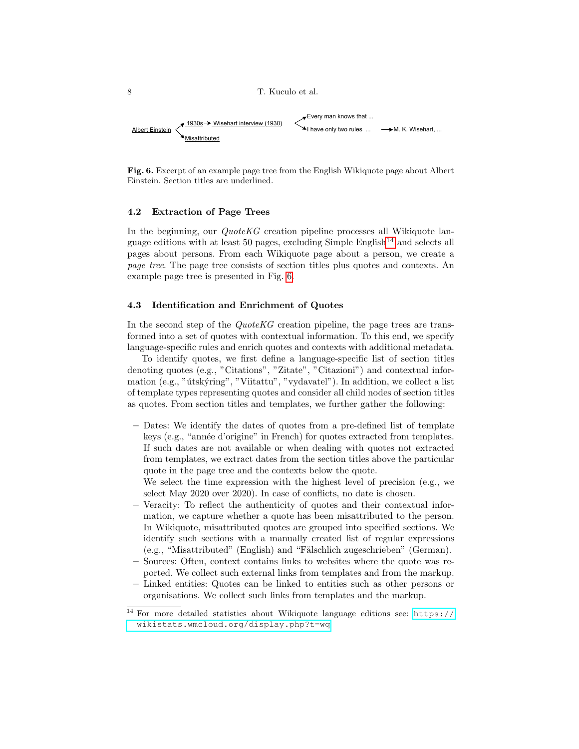Albert Einstein → 1930s → Wisehart interview (1930) → Every man knows that ... / I have only two rules ... → M. K. Wisehart, ...
Albert Einstein → Misattributed

**Fig. 6.** Excerpt of an example page tree from the English Wikiquote page about Albert Einstein. Section titles are underlined.

### 4.2 Extraction of Page Trees

In the beginning, our *QuoteKG* creation pipeline processes all Wikiquote language editions with at least 50 pages, excluding Simple English[14] and selects all pages about persons. From each Wikiquote page about a person, we create a *page tree*. The page tree consists of section titles plus quotes and contexts. An example page tree is presented in Fig. 6.

### 4.3 Identification and Enrichment of Quotes

In the second step of the *QuoteKG* creation pipeline, the page trees are transformed into a set of quotes with contextual information. To this end, we specify language-specific rules and enrich quotes and contexts with additional metadata.

To identify quotes, we first define a language-specific list of section titles denoting quotes (e.g., "Citations", "Zitate", "Citazioni") and contextual information (e.g., "útskýring", "Viitattu", "vydavatel"). In addition, we collect a list of template types representing quotes and consider all child nodes of section titles as quotes. From section titles and templates, we further gather the following:

- Dates: We identify the dates of quotes from a pre-defined list of template keys (e.g., "année d'origine" in French) for quotes extracted from templates. If such dates are not available or when dealing with quotes not extracted from templates, we extract dates from the section titles above the particular quote in the page tree and the contexts below the quote.
  We select the time expression with the highest level of precision (e.g., we select May 2020 over 2020). In case of conflicts, no date is chosen.
- Veracity: To reflect the authenticity of quotes and their contextual information, we capture whether a quote has been misattributed to the person. In Wikiquote, misattributed quotes are grouped into specified sections. We identify such sections with a manually created list of regular expressions (e.g., "Misattributed" (English) and "Fälschlich zugeschrieben" (German).
- Sources: Often, context contains links to websites where the quote was reported. We collect such external links from templates and from the markup.
- Linked entities: Quotes can be linked to entities such as other persons or organisations. We collect such links from templates and the markup.

[14] For more detailed statistics about Wikiquote language editions see: https://wikistats.wmcloud.org/display.php?t=wq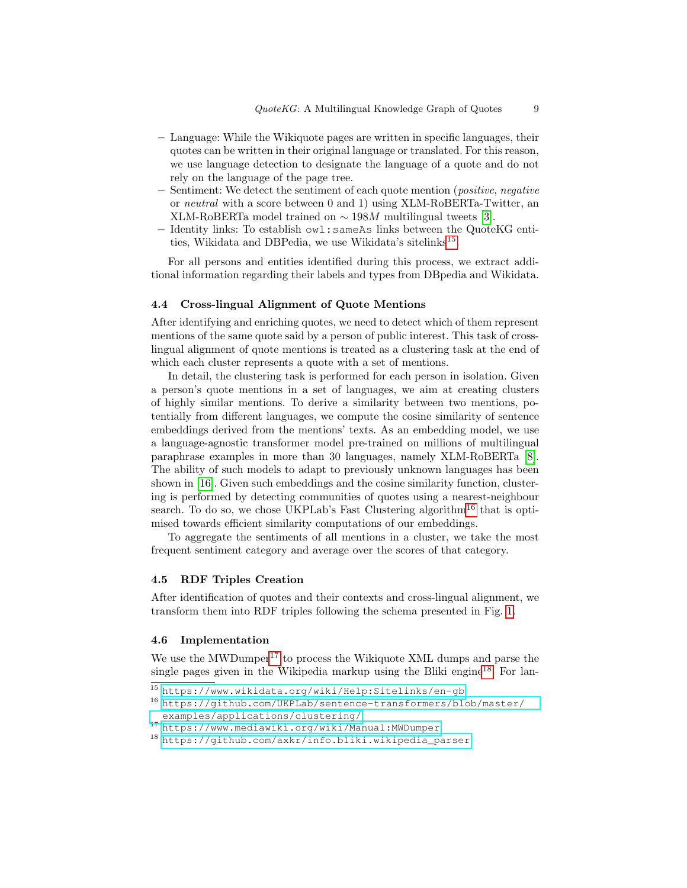- Language: While the Wikiquote pages are written in specific languages, their quotes can be written in their original language or translated. For this reason, we use language detection to designate the language of a quote and do not rely on the language of the page tree.
- Sentiment: We detect the sentiment of each quote mention (*positive*, *negative* or *neutral* with a score between 0 and 1) using XLM-RoBERTa-Twitter, an XLM-RoBERTa model trained on $\sim 198M$ multilingual tweets [3].
- Identity links: To establish `owl:sameAs` links between the QuoteKG entities, Wikidata and DBPedia, we use Wikidata's sitelinks[15].

For all persons and entities identified during this process, we extract additional information regarding their labels and types from DBpedia and Wikidata.

### 4.4 Cross-lingual Alignment of Quote Mentions

After identifying and enriching quotes, we need to detect which of them represent mentions of the same quote said by a person of public interest. This task of cross-lingual alignment of quote mentions is treated as a clustering task at the end of which each cluster represents a quote with a set of mentions.

In detail, the clustering task is performed for each person in isolation. Given a person's quote mentions in a set of languages, we aim at creating clusters of highly similar mentions. To derive a similarity between two mentions, potentially from different languages, we compute the cosine similarity of sentence embeddings derived from the mentions' texts. As an embedding model, we use a language-agnostic transformer model pre-trained on millions of multilingual paraphrase examples in more than 30 languages, namely XLM-RoBERTa [8]. The ability of such models to adapt to previously unknown languages has been shown in [16]. Given such embeddings and the cosine similarity function, clustering is performed by detecting communities of quotes using a nearest-neighbour search. To do so, we chose UKPLab's Fast Clustering algorithm[16] that is optimised towards efficient similarity computations of our embeddings.

To aggregate the sentiments of all mentions in a cluster, we take the most frequent sentiment category and average over the scores of that category.

### 4.5 RDF Triples Creation

After identification of quotes and their contexts and cross-lingual alignment, we transform them into RDF triples following the schema presented in Fig. 1.

### 4.6 Implementation

We use the MWDumper[17] to process the Wikiquote XML dumps and parse the single pages given in the Wikipedia markup using the Bliki engine[18]. For lan-

---

[15] https://www.wikidata.org/wiki/Help:Sitelinks/en-gb

[16] https://github.com/UKPLab/sentence-transformers/blob/master/examples/applications/clustering/

[17] https://www.mediawiki.org/wiki/Manual:MWDumper

[18] https://github.com/axkr/info.bliki.wikipedia_parser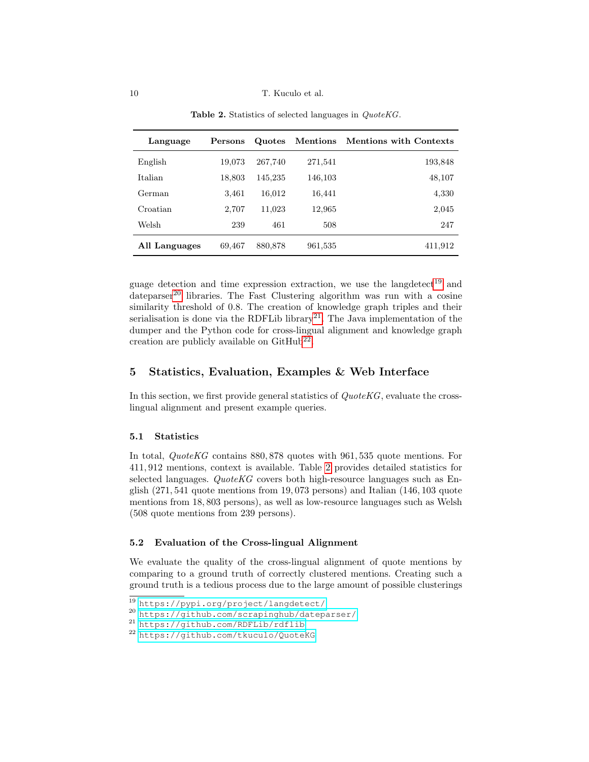**Table 2.** Statistics of selected languages in *QuoteKG*.

| Language | Persons | Quotes | Mentions | Mentions with Contexts |
|---|---|---|---|---|
| English | 19,073 | 267,740 | 271,541 | 193,848 |
| Italian | 18,803 | 145,235 | 146,103 | 48,107 |
| German | 3,461 | 16,012 | 16,441 | 4,330 |
| Croatian | 2,707 | 11,023 | 12,965 | 2,045 |
| Welsh | 239 | 461 | 508 | 247 |
| **All Languages** | 69,467 | 880,878 | 961,535 | 411,912 |

guage detection and time expression extraction, we use the langdetect[19] and dateparser[20] libraries. The Fast Clustering algorithm was run with a cosine similarity threshold of 0.8. The creation of knowledge graph triples and their serialisation is done via the RDFLib library[21]. The Java implementation of the dumper and the Python code for cross-lingual alignment and knowledge graph creation are publicly available on GitHub[22].

## 5 Statistics, Evaluation, Examples & Web Interface

In this section, we first provide general statistics of *QuoteKG*, evaluate the cross-lingual alignment and present example queries.

### 5.1 Statistics

In total, *QuoteKG* contains 880,878 quotes with 961,535 quote mentions. For 411,912 mentions, context is available. Table 2 provides detailed statistics for selected languages. *QuoteKG* covers both high-resource languages such as English (271,541 quote mentions from 19,073 persons) and Italian (146,103 quote mentions from 18,803 persons), as well as low-resource languages such as Welsh (508 quote mentions from 239 persons).

### 5.2 Evaluation of the Cross-lingual Alignment

We evaluate the quality of the cross-lingual alignment of quote mentions by comparing to a ground truth of correctly clustered mentions. Creating such a ground truth is a tedious process due to the large amount of possible clusterings

[19] https://pypi.org/project/langdetect/

[20] https://github.com/scrapinghub/dateparser/

[21] https://github.com/RDFLib/rdflib

[22] https://github.com/tkuculo/QuoteKG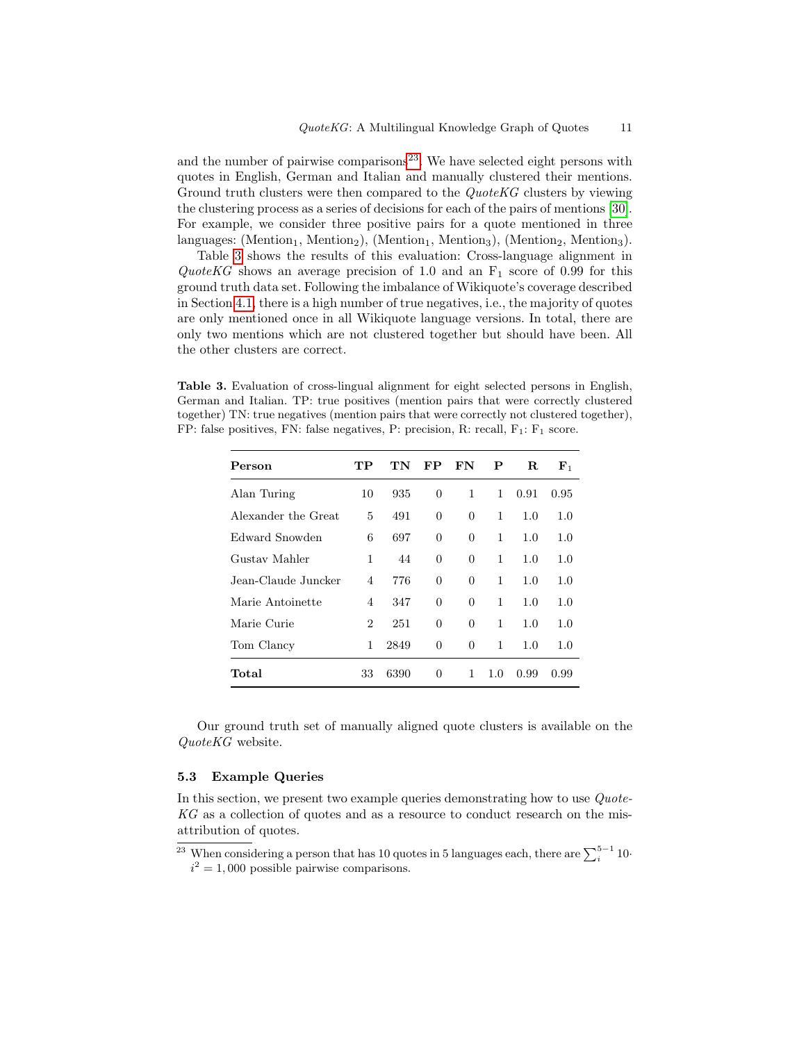and the number of pairwise comparisons[23]. We have selected eight persons with quotes in English, German and Italian and manually clustered their mentions. Ground truth clusters were then compared to the *QuoteKG* clusters by viewing the clustering process as a series of decisions for each of the pairs of mentions [30]. For example, we consider three positive pairs for a quote mentioned in three languages: ($\text{Mention}_1$, $\text{Mention}_2$), ($\text{Mention}_1$, $\text{Mention}_3$), ($\text{Mention}_2$, $\text{Mention}_3$).

Table 3 shows the results of this evaluation: Cross-language alignment in *QuoteKG* shows an average precision of 1.0 and an $F_1$ score of 0.99 for this ground truth data set. Following the imbalance of Wikiquote's coverage described in Section 4.1, there is a high number of true negatives, i.e., the majority of quotes are only mentioned once in all Wikiquote language versions. In total, there are only two mentions which are not clustered together but should have been. All the other clusters are correct.

**Table 3.** Evaluation of cross-lingual alignment for eight selected persons in English, German and Italian. TP: true positives (mention pairs that were correctly clustered together) TN: true negatives (mention pairs that were correctly not clustered together), FP: false positives, FN: false negatives, P: precision, R: recall, $F_1$: $F_1$ score.

| Person | TP | TN | FP | FN | P | R | $F_1$ |
|---|---|---|---|---|---|---|---|
| Alan Turing | 10 | 935 | 0 | 1 | 1 | 0.91 | 0.95 |
| Alexander the Great | 5 | 491 | 0 | 0 | 1 | 1.0 | 1.0 |
| Edward Snowden | 6 | 697 | 0 | 0 | 1 | 1.0 | 1.0 |
| Gustav Mahler | 1 | 44 | 0 | 0 | 1 | 1.0 | 1.0 |
| Jean-Claude Juncker | 4 | 776 | 0 | 0 | 1 | 1.0 | 1.0 |
| Marie Antoinette | 4 | 347 | 0 | 0 | 1 | 1.0 | 1.0 |
| Marie Curie | 2 | 251 | 0 | 0 | 1 | 1.0 | 1.0 |
| Tom Clancy | 1 | 2849 | 0 | 0 | 1 | 1.0 | 1.0 |
| **Total** | 33 | 6390 | 0 | 1 | 1.0 | 0.99 | 0.99 |

Our ground truth set of manually aligned quote clusters is available on the *QuoteKG* website.

### 5.3 Example Queries

In this section, we present two example queries demonstrating how to use *QuoteKG* as a collection of quotes and as a resource to conduct research on the misattribution of quotes.

[23] When considering a person that has 10 quotes in 5 languages each, there are $\sum_{i}^{5-1} 10 \cdot i^2 = 1,000$ possible pairwise comparisons.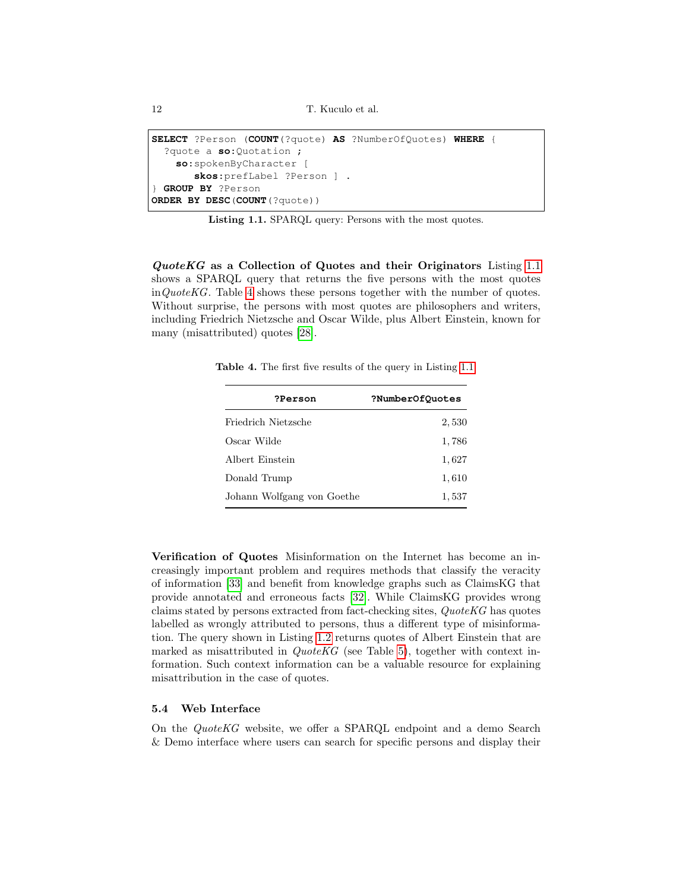```
SELECT ?Person (COUNT(?quote) AS ?NumberOfQuotes) WHERE {
  ?quote a so:Quotation ;
    so:spokenByCharacter [
      skos:prefLabel ?Person ] .
} GROUP BY ?Person
ORDER BY DESC(COUNT(?quote))
```

**Listing 1.1.** SPARQL query: Persons with the most quotes.

***QuoteKG* as a Collection of Quotes and their Originators** Listing 1.1 shows a SPARQL query that returns the five persons with the most quotes in *QuoteKG*. Table 4 shows these persons together with the number of quotes. Without surprise, the persons with most quotes are philosophers and writers, including Friedrich Nietzsche and Oscar Wilde, plus Albert Einstein, known for many (misattributed) quotes [28].

**Table 4.** The first five results of the query in Listing 1.1

| ?Person | ?NumberOfQuotes |
|---|---:|
| Friedrich Nietzsche | 2,530 |
| Oscar Wilde | 1,786 |
| Albert Einstein | 1,627 |
| Donald Trump | 1,610 |
| Johann Wolfgang von Goethe | 1,537 |

**Verification of Quotes** Misinformation on the Internet has become an increasingly important problem and requires methods that classify the veracity of information [33] and benefit from knowledge graphs such as ClaimsKG that provide annotated and erroneous facts [32]. While ClaimsKG provides wrong claims stated by persons extracted from fact-checking sites, *QuoteKG* has quotes labelled as wrongly attributed to persons, thus a different type of misinformation. The query shown in Listing 1.2 returns quotes of Albert Einstein that are marked as misattributed in *QuoteKG* (see Table 5), together with context information. Such context information can be a valuable resource for explaining misattribution in the case of quotes.

### 5.4 Web Interface

On the *QuoteKG* website, we offer a SPARQL endpoint and a demo Search & Demo interface where users can search for specific persons and display their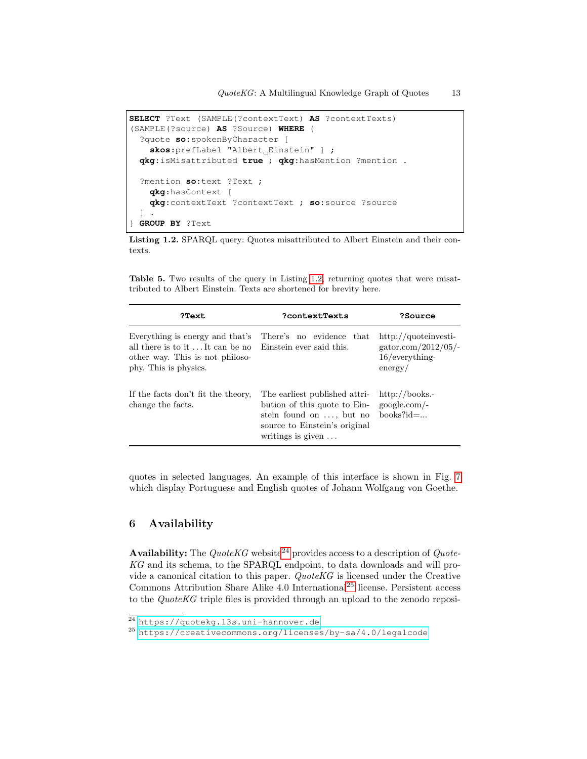```
SELECT ?Text (SAMPLE(?contextText) AS ?contextTexts)
(SAMPLE(?source) AS ?Source) WHERE {
  ?quote so:spokenByCharacter [
    skos:prefLabel "Albert Einstein" ] ;
  qkg:isMisattributed true ; qkg:hasMention ?mention .

  ?mention so:text ?Text ;
    qkg:hasContext [
    qkg:contextText ?contextText ; so:source ?source
  ] .
} GROUP BY ?Text
```

**Listing 1.2.** SPARQL query: Quotes misattributed to Albert Einstein and their contexts.

**Table 5.** Two results of the query in Listing 1.2, returning quotes that were misattributed to Albert Einstein. Texts are shortened for brevity here.

| ?Text | ?contextTexts | ?Source |
|---|---|---|
| Everything is energy and that's all there is to it ... It can be no other way. This is not philosophy. This is physics. | There's no evidence that Einstein ever said this. | http://quoteinvestigator.com/2012/05/16/everything-energy/ |
| If the facts don't fit the theory, change the facts. | The earliest published attribution of this quote to Einstein found on ..., but no source to Einstein's original writings is given ... | http://books.google.com/books?id=... |

quotes in selected languages. An example of this interface is shown in Fig. 7 which display Portuguese and English quotes of Johann Wolfgang von Goethe.

## 6 Availability

**Availability:** The *QuoteKG* website[24] provides access to a description of *QuoteKG* and its schema, to the SPARQL endpoint, to data downloads and will provide a canonical citation to this paper. *QuoteKG* is licensed under the Creative Commons Attribution Share Alike 4.0 International[25] license. Persistent access to the *QuoteKG* triple files is provided through an upload to the zenodo reposi-

[24] https://quotekg.l3s.uni-hannover.de

[25] https://creativecommons.org/licenses/by-sa/4.0/legalcode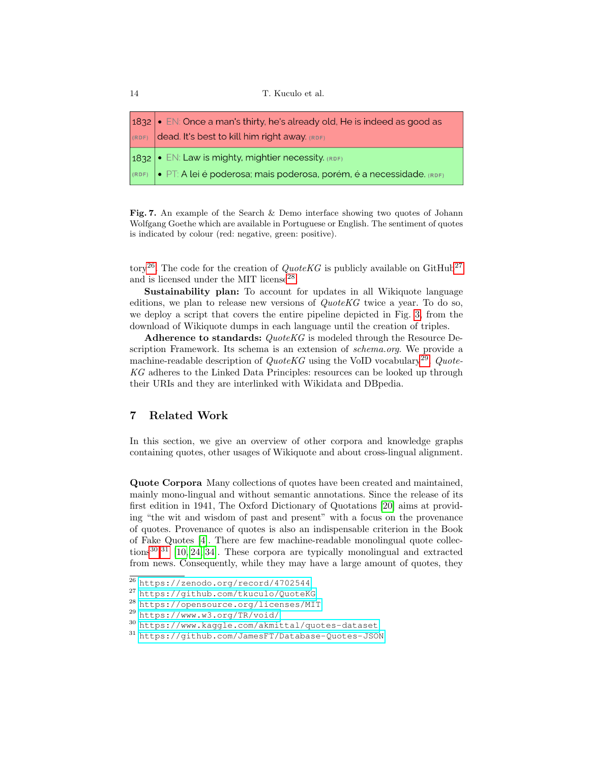| 1832 (RDF) | • EN: Once a man's thirty, he's already old, He is indeed as good as dead. It's best to kill him right away. (RDF) |
| --- | --- |
| 1832 (RDF) | • EN: Law is mighty, mightier necessity. (RDF) • PT: A lei é poderosa; mais poderosa, porém, é a necessidade. (RDF) |

**Fig. 7.** An example of the Search & Demo interface showing two quotes of Johann Wolfgang Goethe which are available in Portuguese or English. The sentiment of quotes is indicated by colour (red: negative, green: positive).

tory[26]. The code for the creation of *QuoteKG* is publicly available on GitHub[27] and is licensed under the MIT license[28].

**Sustainability plan:** To account for updates in all Wikiquote language editions, we plan to release new versions of *QuoteKG* twice a year. To do so, we deploy a script that covers the entire pipeline depicted in Fig. 3, from the download of Wikiquote dumps in each language until the creation of triples.

**Adherence to standards:** *QuoteKG* is modeled through the Resource Description Framework. Its schema is an extension of *schema.org*. We provide a machine-readable description of *QuoteKG* using the VoID vocabulary[29]. *QuoteKG* adheres to the Linked Data Principles: resources can be looked up through their URIs and they are interlinked with Wikidata and DBpedia.

## 7 Related Work

In this section, we give an overview of other corpora and knowledge graphs containing quotes, other usages of Wikiquote and about cross-lingual alignment.

**Quote Corpora** Many collections of quotes have been created and maintained, mainly mono-lingual and without semantic annotations. Since the release of its first edition in 1941, The Oxford Dictionary of Quotations [20] aims at providing "the wit and wisdom of past and present" with a focus on the provenance of quotes. Provenance of quotes is also an indispensable criterion in the Book of Fake Quotes [4]. There are few machine-readable monolingual quote collections[30],[31] [10,24,34]. These corpora are typically monolingual and extracted from news. Consequently, while they may have a large amount of quotes, they

[26] https://zenodo.org/record/4702544
[27] https://github.com/tkuculo/QuoteKG
[28] https://opensource.org/licenses/MIT
[29] https://www.w3.org/TR/void/
[30] https://www.kaggle.com/akmittal/quotes-dataset
[31] https://github.com/JamesFT/Database-Quotes-JSON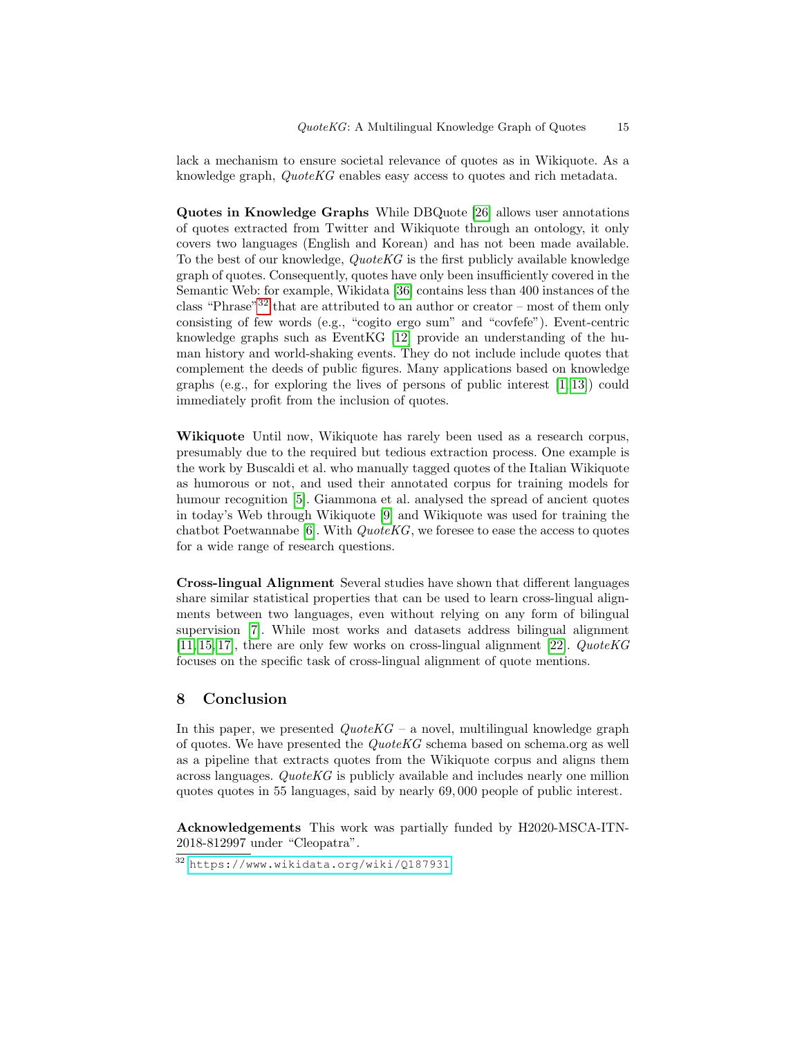lack a mechanism to ensure societal relevance of quotes as in Wikiquote. As a knowledge graph, *QuoteKG* enables easy access to quotes and rich metadata.

**Quotes in Knowledge Graphs** While DBQuote [26] allows user annotations of quotes extracted from Twitter and Wikiquote through an ontology, it only covers two languages (English and Korean) and has not been made available. To the best of our knowledge, *QuoteKG* is the first publicly available knowledge graph of quotes. Consequently, quotes have only been insufficiently covered in the Semantic Web: for example, Wikidata [36] contains less than 400 instances of the class "Phrase"[32] that are attributed to an author or creator – most of them only consisting of few words (e.g., "cogito ergo sum" and "covfefe"). Event-centric knowledge graphs such as EventKG [12] provide an understanding of the human history and world-shaking events. They do not include include quotes that complement the deeds of public figures. Many applications based on knowledge graphs (e.g., for exploring the lives of persons of public interest [1, 13]) could immediately profit from the inclusion of quotes.

**Wikiquote** Until now, Wikiquote has rarely been used as a research corpus, presumably due to the required but tedious extraction process. One example is the work by Buscaldi et al. who manually tagged quotes of the Italian Wikiquote as humorous or not, and used their annotated corpus for training models for humour recognition [5]. Giammona et al. analysed the spread of ancient quotes in today's Web through Wikiquote [9] and Wikiquote was used for training the chatbot Poetwannabe [6]. With *QuoteKG*, we foresee to ease the access to quotes for a wide range of research questions.

**Cross-lingual Alignment** Several studies have shown that different languages share similar statistical properties that can be used to learn cross-lingual alignments between two languages, even without relying on any form of bilingual supervision [7]. While most works and datasets address bilingual alignment [11, 15, 17], there are only few works on cross-lingual alignment [22]. *QuoteKG* focuses on the specific task of cross-lingual alignment of quote mentions.

## 8 Conclusion

In this paper, we presented *QuoteKG* – a novel, multilingual knowledge graph of quotes. We have presented the *QuoteKG* schema based on schema.org as well as a pipeline that extracts quotes from the Wikiquote corpus and aligns them across languages. *QuoteKG* is publicly available and includes nearly one million quotes quotes in 55 languages, said by nearly 69,000 people of public interest.

**Acknowledgements** This work was partially funded by H2020-MSCA-ITN-2018-812997 under "Cleopatra".

[32] https://www.wikidata.org/wiki/Q187931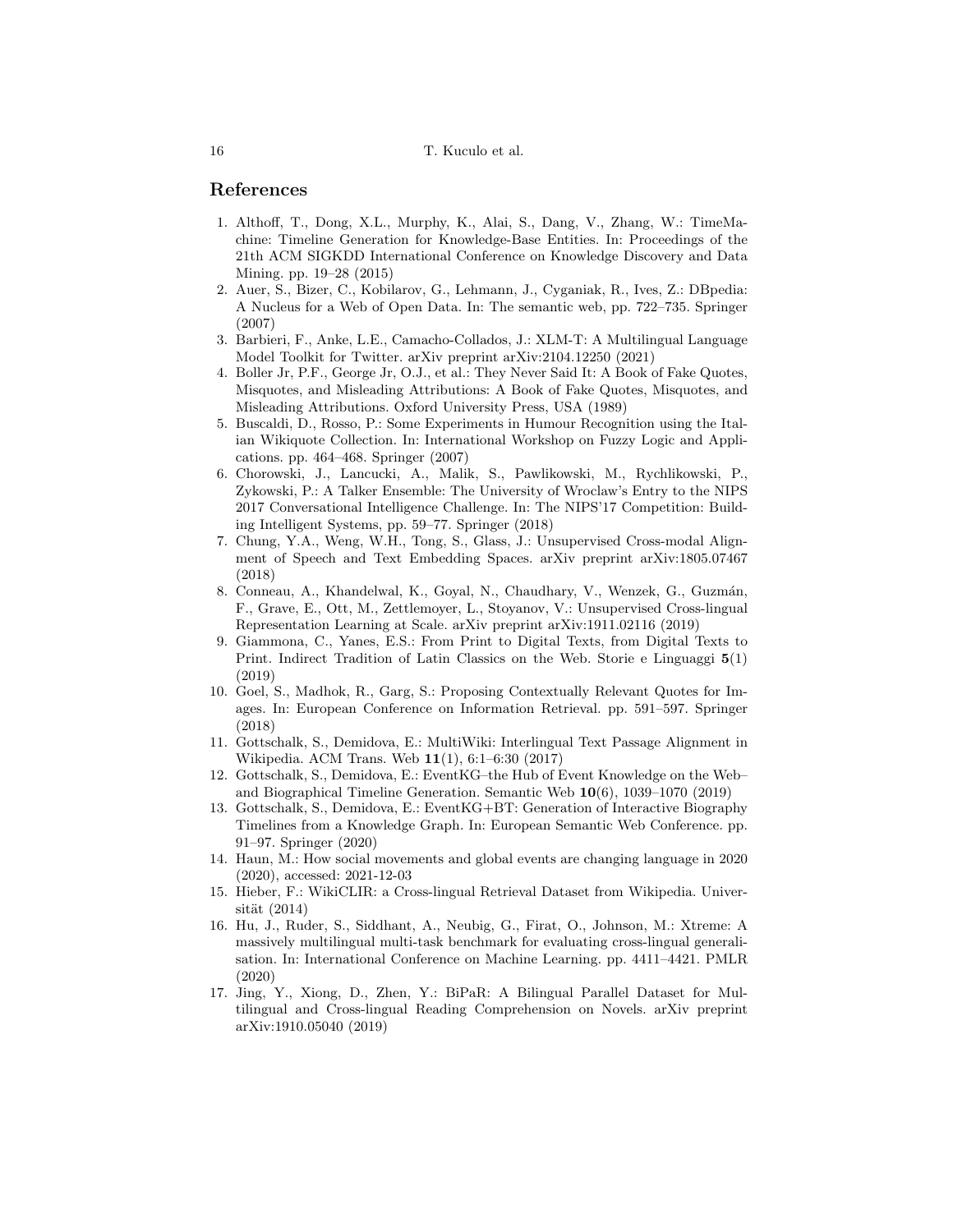## References

1. Althoff, T., Dong, X.L., Murphy, K., Alai, S., Dang, V., Zhang, W.: TimeMachine: Timeline Generation for Knowledge-Base Entities. In: Proceedings of the 21th ACM SIGKDD International Conference on Knowledge Discovery and Data Mining. pp. 19–28 (2015)
2. Auer, S., Bizer, C., Kobilarov, G., Lehmann, J., Cyganiak, R., Ives, Z.: DBpedia: A Nucleus for a Web of Open Data. In: The semantic web, pp. 722–735. Springer (2007)
3. Barbieri, F., Anke, L.E., Camacho-Collados, J.: XLM-T: A Multilingual Language Model Toolkit for Twitter. arXiv preprint arXiv:2104.12250 (2021)
4. Boller Jr, P.F., George Jr, O.J., et al.: They Never Said It: A Book of Fake Quotes, Misquotes, and Misleading Attributions: A Book of Fake Quotes, Misquotes, and Misleading Attributions. Oxford University Press, USA (1989)
5. Buscaldi, D., Rosso, P.: Some Experiments in Humour Recognition using the Italian Wikiquote Collection. In: International Workshop on Fuzzy Logic and Applications. pp. 464–468. Springer (2007)
6. Chorowski, J., Lancucki, A., Malik, S., Pawlikowski, M., Rychlikowski, P., Zykowski, P.: A Talker Ensemble: The University of Wroclaw's Entry to the NIPS 2017 Conversational Intelligence Challenge. In: The NIPS'17 Competition: Building Intelligent Systems, pp. 59–77. Springer (2018)
7. Chung, Y.A., Weng, W.H., Tong, S., Glass, J.: Unsupervised Cross-modal Alignment of Speech and Text Embedding Spaces. arXiv preprint arXiv:1805.07467 (2018)
8. Conneau, A., Khandelwal, K., Goyal, N., Chaudhary, V., Wenzek, G., Guzmán, F., Grave, E., Ott, M., Zettlemoyer, L., Stoyanov, V.: Unsupervised Cross-lingual Representation Learning at Scale. arXiv preprint arXiv:1911.02116 (2019)
9. Giammona, C., Yanes, E.S.: From Print to Digital Texts, from Digital Texts to Print. Indirect Tradition of Latin Classics on the Web. Storie e Linguaggi **5**(1) (2019)
10. Goel, S., Madhok, R., Garg, S.: Proposing Contextually Relevant Quotes for Images. In: European Conference on Information Retrieval. pp. 591–597. Springer (2018)
11. Gottschalk, S., Demidova, E.: MultiWiki: Interlingual Text Passage Alignment in Wikipedia. ACM Trans. Web **11**(1), 6:1–6:30 (2017)
12. Gottschalk, S., Demidova, E.: EventKG–the Hub of Event Knowledge on the Web–and Biographical Timeline Generation. Semantic Web **10**(6), 1039–1070 (2019)
13. Gottschalk, S., Demidova, E.: EventKG+BT: Generation of Interactive Biography Timelines from a Knowledge Graph. In: European Semantic Web Conference. pp. 91–97. Springer (2020)
14. Haun, M.: How social movements and global events are changing language in 2020 (2020), accessed: 2021-12-03
15. Hieber, F.: WikiCLIR: a Cross-lingual Retrieval Dataset from Wikipedia. Universität (2014)
16. Hu, J., Ruder, S., Siddhant, A., Neubig, G., Firat, O., Johnson, M.: Xtreme: A massively multilingual multi-task benchmark for evaluating cross-lingual generalisation. In: International Conference on Machine Learning. pp. 4411–4421. PMLR (2020)
17. Jing, Y., Xiong, D., Zhen, Y.: BiPaR: A Bilingual Parallel Dataset for Multilingual and Cross-lingual Reading Comprehension on Novels. arXiv preprint arXiv:1910.05040 (2019)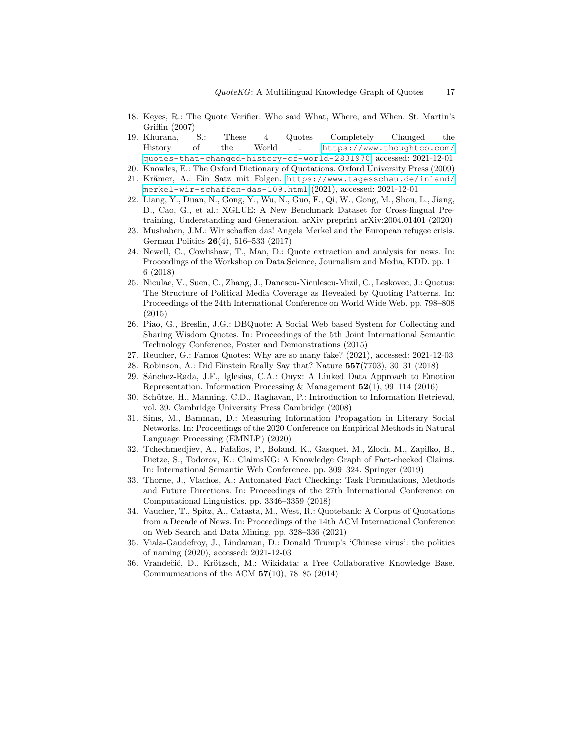18. Keyes, R.: The Quote Verifier: Who said What, Where, and When. St. Martin's Griffin (2007)
19. Khurana, S.: These 4 Quotes Completely Changed the History of the World . https://www.thoughtco.com/quotes-that-changed-history-of-world-2831970, accessed: 2021-12-01
20. Knowles, E.: The Oxford Dictionary of Quotations. Oxford University Press (2009)
21. Krämer, A.: Ein Satz mit Folgen. https://www.tagesschau.de/inland/merkel-wir-schaffen-das-109.html (2021), accessed: 2021-12-01
22. Liang, Y., Duan, N., Gong, Y., Wu, N., Guo, F., Qi, W., Gong, M., Shou, L., Jiang, D., Cao, G., et al.: XGLUE: A New Benchmark Dataset for Cross-lingual Pretraining, Understanding and Generation. arXiv preprint arXiv:2004.01401 (2020)
23. Mushaben, J.M.: Wir schaffen das! Angela Merkel and the European refugee crisis. German Politics **26**(4), 516–533 (2017)
24. Newell, C., Cowlishaw, T., Man, D.: Quote extraction and analysis for news. In: Proceedings of the Workshop on Data Science, Journalism and Media, KDD. pp. 1–6 (2018)
25. Niculae, V., Suen, C., Zhang, J., Danescu-Niculescu-Mizil, C., Leskovec, J.: Quotus: The Structure of Political Media Coverage as Revealed by Quoting Patterns. In: Proceedings of the 24th International Conference on World Wide Web. pp. 798–808 (2015)
26. Piao, G., Breslin, J.G.: DBQuote: A Social Web based System for Collecting and Sharing Wisdom Quotes. In: Proceedings of the 5th Joint International Semantic Technology Conference, Poster and Demonstrations (2015)
27. Reucher, G.: Famos Quotes: Why are so many fake? (2021), accessed: 2021-12-03
28. Robinson, A.: Did Einstein Really Say that? Nature **557**(7703), 30–31 (2018)
29. Sánchez-Rada, J.F., Iglesias, C.A.: Onyx: A Linked Data Approach to Emotion Representation. Information Processing & Management **52**(1), 99–114 (2016)
30. Schütze, H., Manning, C.D., Raghavan, P.: Introduction to Information Retrieval, vol. 39. Cambridge University Press Cambridge (2008)
31. Sims, M., Bamman, D.: Measuring Information Propagation in Literary Social Networks. In: Proceedings of the 2020 Conference on Empirical Methods in Natural Language Processing (EMNLP) (2020)
32. Tchechmedjiev, A., Fafalios, P., Boland, K., Gasquet, M., Zloch, M., Zapilko, B., Dietze, S., Todorov, K.: ClaimsKG: A Knowledge Graph of Fact-checked Claims. In: International Semantic Web Conference. pp. 309–324. Springer (2019)
33. Thorne, J., Vlachos, A.: Automated Fact Checking: Task Formulations, Methods and Future Directions. In: Proceedings of the 27th International Conference on Computational Linguistics. pp. 3346–3359 (2018)
34. Vaucher, T., Spitz, A., Catasta, M., West, R.: Quotebank: A Corpus of Quotations from a Decade of News. In: Proceedings of the 14th ACM International Conference on Web Search and Data Mining. pp. 328–336 (2021)
35. Viala-Gaudefroy, J., Lindaman, D.: Donald Trump's 'Chinese virus': the politics of naming (2020), accessed: 2021-12-03
36. Vrandečić, D., Krötzsch, M.: Wikidata: a Free Collaborative Knowledge Base. Communications of the ACM **57**(10), 78–85 (2014)